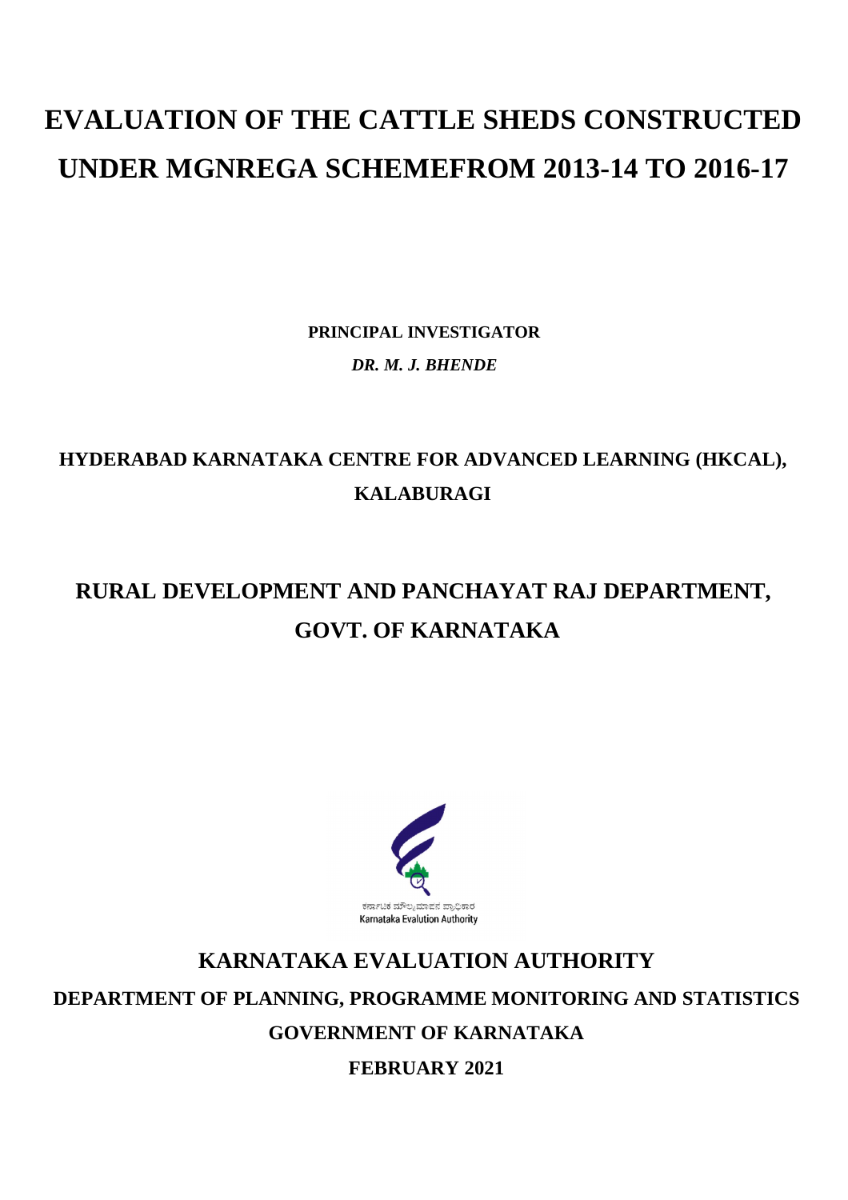# EVALUATION OF THE CATTLE SHEDS CONSTRUCTED UNDER MGNREGA SCHEMEFROM 2013-14 TO 2016-17

**PRINCIPAL INVESTIGATOR**

***DR. M. J. BHENDE***

## HYDERABAD KARNATAKA CENTRE FOR ADVANCED LEARNING (HKCAL), KALABURAGI

## RURAL DEVELOPMENT AND PANCHAYAT RAJ DEPARTMENT, GOVT. OF KARNATAKA

ಕರ್ನಾಟಕ ಮೌಲ್ಯಮಾಪನ ಪ್ರಾಧಿಕಾರ

Karnataka Evalution Authority

## KARNATAKA EVALUATION AUTHORITY

**DEPARTMENT OF PLANNING, PROGRAMME MONITORING AND STATISTICS**

**GOVERNMENT OF KARNATAKA**

**FEBRUARY 2021**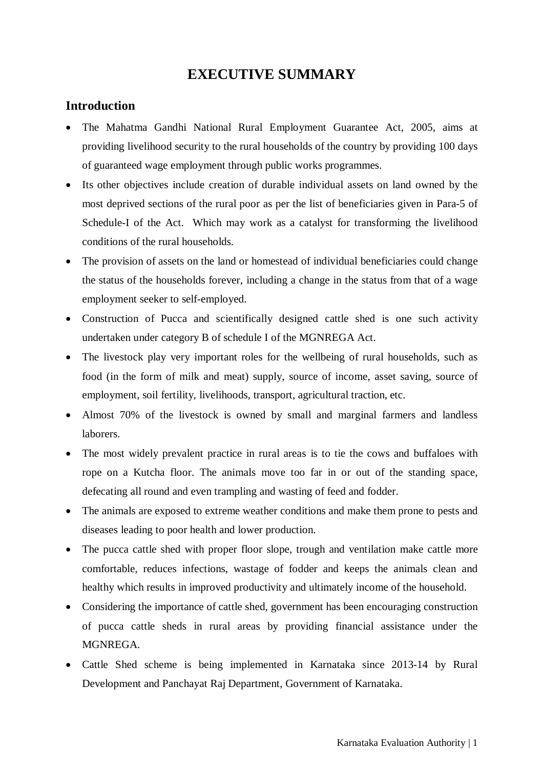# EXECUTIVE SUMMARY

## Introduction

- The Mahatma Gandhi National Rural Employment Guarantee Act, 2005, aims at providing livelihood security to the rural households of the country by providing 100 days of guaranteed wage employment through public works programmes.
- Its other objectives include creation of durable individual assets on land owned by the most deprived sections of the rural poor as per the list of beneficiaries given in Para-5 of Schedule-I of the Act. Which may work as a catalyst for transforming the livelihood conditions of the rural households.
- The provision of assets on the land or homestead of individual beneficiaries could change the status of the households forever, including a change in the status from that of a wage employment seeker to self-employed.
- Construction of Pucca and scientifically designed cattle shed is one such activity undertaken under category B of schedule I of the MGNREGA Act.
- The livestock play very important roles for the wellbeing of rural households, such as food (in the form of milk and meat) supply, source of income, asset saving, source of employment, soil fertility, livelihoods, transport, agricultural traction, etc.
- Almost 70% of the livestock is owned by small and marginal farmers and landless laborers.
- The most widely prevalent practice in rural areas is to tie the cows and buffaloes with rope on a Kutcha floor. The animals move too far in or out of the standing space, defecating all round and even trampling and wasting of feed and fodder.
- The animals are exposed to extreme weather conditions and make them prone to pests and diseases leading to poor health and lower production.
- The pucca cattle shed with proper floor slope, trough and ventilation make cattle more comfortable, reduces infections, wastage of fodder and keeps the animals clean and healthy which results in improved productivity and ultimately income of the household.
- Considering the importance of cattle shed, government has been encouraging construction of pucca cattle sheds in rural areas by providing financial assistance under the MGNREGA.
- Cattle Shed scheme is being implemented in Karnataka since 2013-14 by Rural Development and Panchayat Raj Department, Government of Karnataka.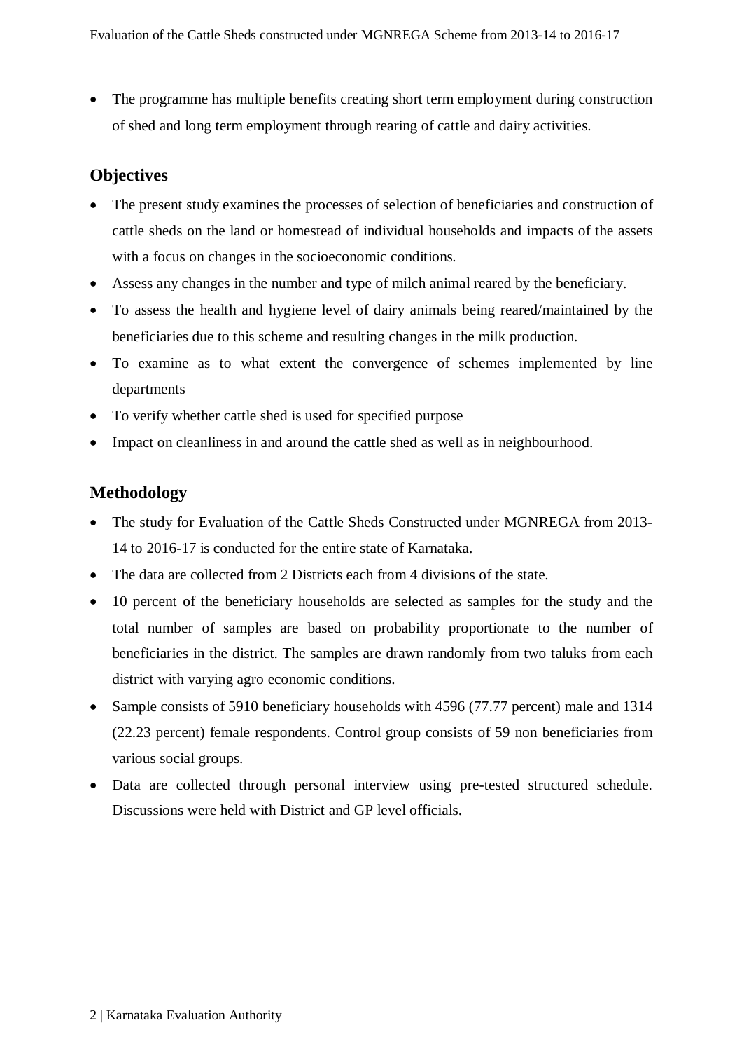- The programme has multiple benefits creating short term employment during construction of shed and long term employment through rearing of cattle and dairy activities.

## Objectives

- The present study examines the processes of selection of beneficiaries and construction of cattle sheds on the land or homestead of individual households and impacts of the assets with a focus on changes in the socioeconomic conditions.
- Assess any changes in the number and type of milch animal reared by the beneficiary.
- To assess the health and hygiene level of dairy animals being reared/maintained by the beneficiaries due to this scheme and resulting changes in the milk production.
- To examine as to what extent the convergence of schemes implemented by line departments
- To verify whether cattle shed is used for specified purpose
- Impact on cleanliness in and around the cattle shed as well as in neighbourhood.

## Methodology

- The study for Evaluation of the Cattle Sheds Constructed under MGNREGA from 2013-14 to 2016-17 is conducted for the entire state of Karnataka.
- The data are collected from 2 Districts each from 4 divisions of the state.
- 10 percent of the beneficiary households are selected as samples for the study and the total number of samples are based on probability proportionate to the number of beneficiaries in the district. The samples are drawn randomly from two taluks from each district with varying agro economic conditions.
- Sample consists of 5910 beneficiary households with 4596 (77.77 percent) male and 1314 (22.23 percent) female respondents. Control group consists of 59 non beneficiaries from various social groups.
- Data are collected through personal interview using pre-tested structured schedule. Discussions were held with District and GP level officials.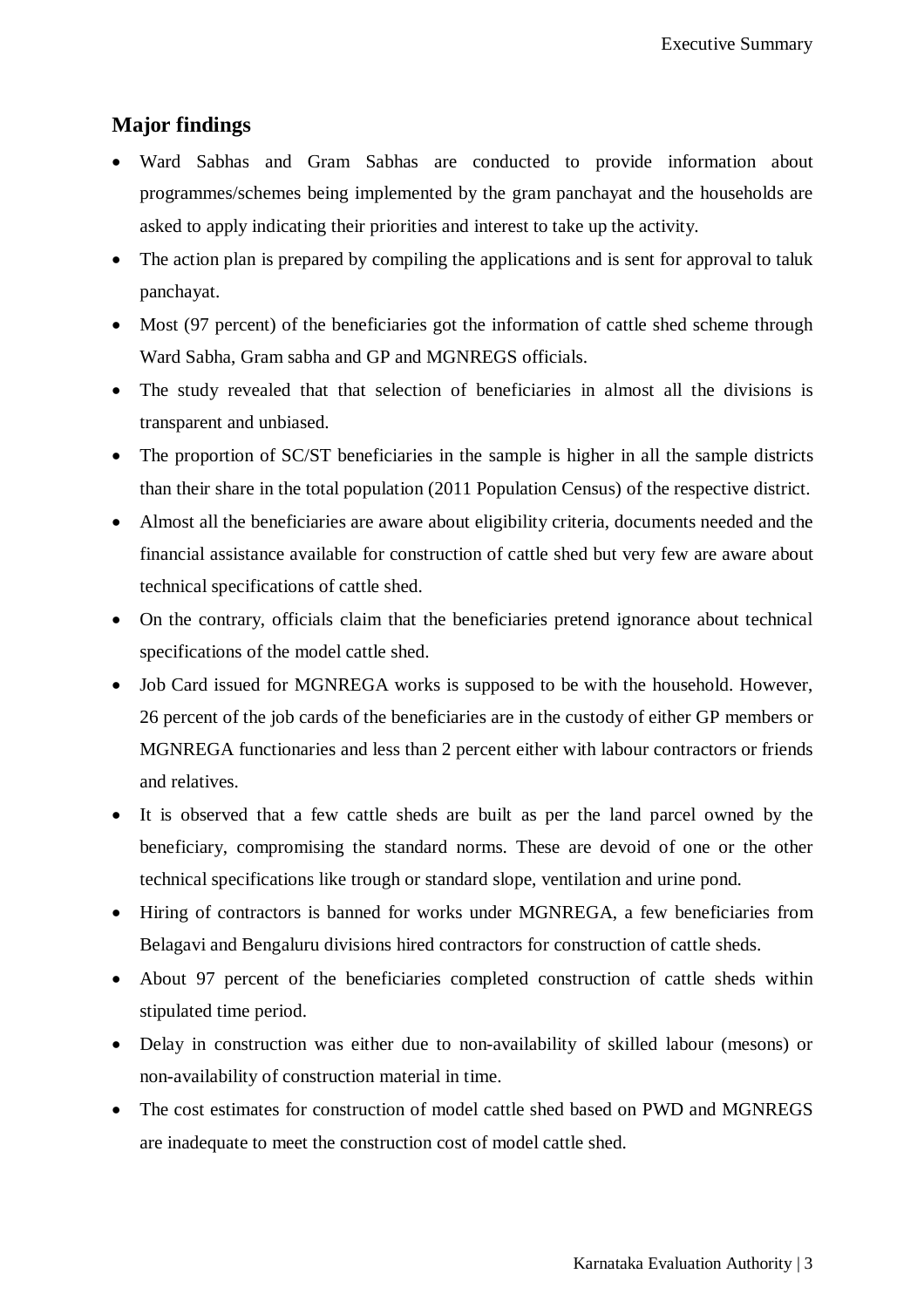## Major findings

- Ward Sabhas and Gram Sabhas are conducted to provide information about programmes/schemes being implemented by the gram panchayat and the households are asked to apply indicating their priorities and interest to take up the activity.
- The action plan is prepared by compiling the applications and is sent for approval to taluk panchayat.
- Most (97 percent) of the beneficiaries got the information of cattle shed scheme through Ward Sabha, Gram sabha and GP and MGNREGS officials.
- The study revealed that that selection of beneficiaries in almost all the divisions is transparent and unbiased.
- The proportion of SC/ST beneficiaries in the sample is higher in all the sample districts than their share in the total population (2011 Population Census) of the respective district.
- Almost all the beneficiaries are aware about eligibility criteria, documents needed and the financial assistance available for construction of cattle shed but very few are aware about technical specifications of cattle shed.
- On the contrary, officials claim that the beneficiaries pretend ignorance about technical specifications of the model cattle shed.
- Job Card issued for MGNREGA works is supposed to be with the household. However, 26 percent of the job cards of the beneficiaries are in the custody of either GP members or MGNREGA functionaries and less than 2 percent either with labour contractors or friends and relatives.
- It is observed that a few cattle sheds are built as per the land parcel owned by the beneficiary, compromising the standard norms. These are devoid of one or the other technical specifications like trough or standard slope, ventilation and urine pond.
- Hiring of contractors is banned for works under MGNREGA, a few beneficiaries from Belagavi and Bengaluru divisions hired contractors for construction of cattle sheds.
- About 97 percent of the beneficiaries completed construction of cattle sheds within stipulated time period.
- Delay in construction was either due to non-availability of skilled labour (mesons) or non-availability of construction material in time.
- The cost estimates for construction of model cattle shed based on PWD and MGNREGS are inadequate to meet the construction cost of model cattle shed.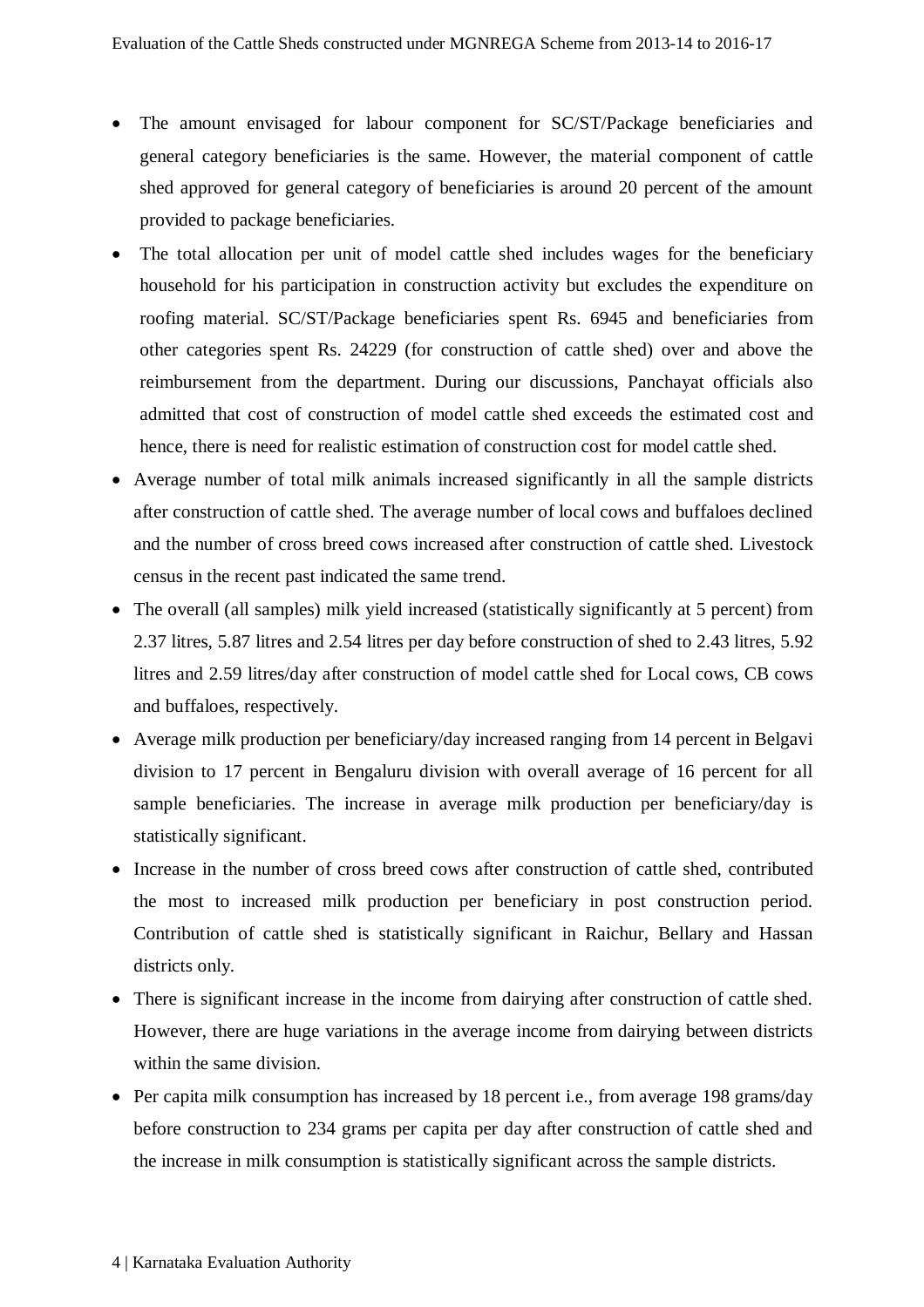- The amount envisaged for labour component for SC/ST/Package beneficiaries and general category beneficiaries is the same. However, the material component of cattle shed approved for general category of beneficiaries is around 20 percent of the amount provided to package beneficiaries.
- The total allocation per unit of model cattle shed includes wages for the beneficiary household for his participation in construction activity but excludes the expenditure on roofing material. SC/ST/Package beneficiaries spent Rs. 6945 and beneficiaries from other categories spent Rs. 24229 (for construction of cattle shed) over and above the reimbursement from the department. During our discussions, Panchayat officials also admitted that cost of construction of model cattle shed exceeds the estimated cost and hence, there is need for realistic estimation of construction cost for model cattle shed.
- Average number of total milk animals increased significantly in all the sample districts after construction of cattle shed. The average number of local cows and buffaloes declined and the number of cross breed cows increased after construction of cattle shed. Livestock census in the recent past indicated the same trend.
- The overall (all samples) milk yield increased (statistically significantly at 5 percent) from 2.37 litres, 5.87 litres and 2.54 litres per day before construction of shed to 2.43 litres, 5.92 litres and 2.59 litres/day after construction of model cattle shed for Local cows, CB cows and buffaloes, respectively.
- Average milk production per beneficiary/day increased ranging from 14 percent in Belgavi division to 17 percent in Bengaluru division with overall average of 16 percent for all sample beneficiaries. The increase in average milk production per beneficiary/day is statistically significant.
- Increase in the number of cross breed cows after construction of cattle shed, contributed the most to increased milk production per beneficiary in post construction period. Contribution of cattle shed is statistically significant in Raichur, Bellary and Hassan districts only.
- There is significant increase in the income from dairying after construction of cattle shed. However, there are huge variations in the average income from dairying between districts within the same division.
- Per capita milk consumption has increased by 18 percent i.e., from average 198 grams/day before construction to 234 grams per capita per day after construction of cattle shed and the increase in milk consumption is statistically significant across the sample districts.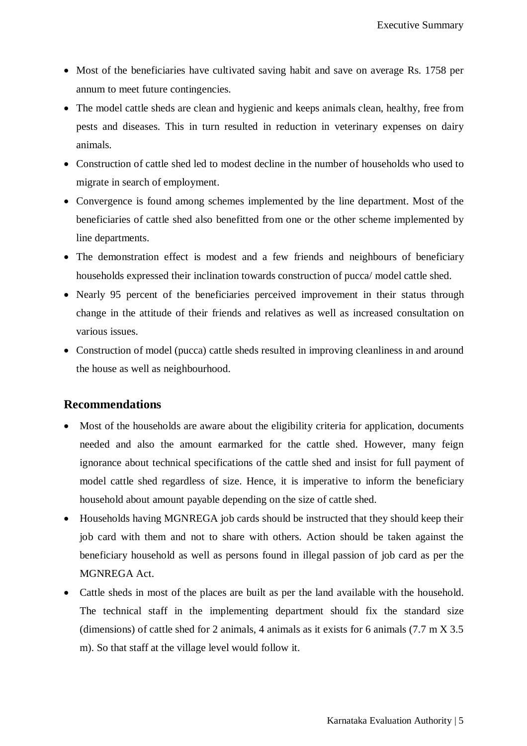- Most of the beneficiaries have cultivated saving habit and save on average Rs. 1758 per annum to meet future contingencies.
- The model cattle sheds are clean and hygienic and keeps animals clean, healthy, free from pests and diseases. This in turn resulted in reduction in veterinary expenses on dairy animals.
- Construction of cattle shed led to modest decline in the number of households who used to migrate in search of employment.
- Convergence is found among schemes implemented by the line department. Most of the beneficiaries of cattle shed also benefitted from one or the other scheme implemented by line departments.
- The demonstration effect is modest and a few friends and neighbours of beneficiary households expressed their inclination towards construction of pucca/ model cattle shed.
- Nearly 95 percent of the beneficiaries perceived improvement in their status through change in the attitude of their friends and relatives as well as increased consultation on various issues.
- Construction of model (pucca) cattle sheds resulted in improving cleanliness in and around the house as well as neighbourhood.

## Recommendations

- Most of the households are aware about the eligibility criteria for application, documents needed and also the amount earmarked for the cattle shed. However, many feign ignorance about technical specifications of the cattle shed and insist for full payment of model cattle shed regardless of size. Hence, it is imperative to inform the beneficiary household about amount payable depending on the size of cattle shed.
- Households having MGNREGA job cards should be instructed that they should keep their job card with them and not to share with others. Action should be taken against the beneficiary household as well as persons found in illegal passion of job card as per the MGNREGA Act.
- Cattle sheds in most of the places are built as per the land available with the household. The technical staff in the implementing department should fix the standard size (dimensions) of cattle shed for 2 animals, 4 animals as it exists for 6 animals (7.7 m X 3.5 m). So that staff at the village level would follow it.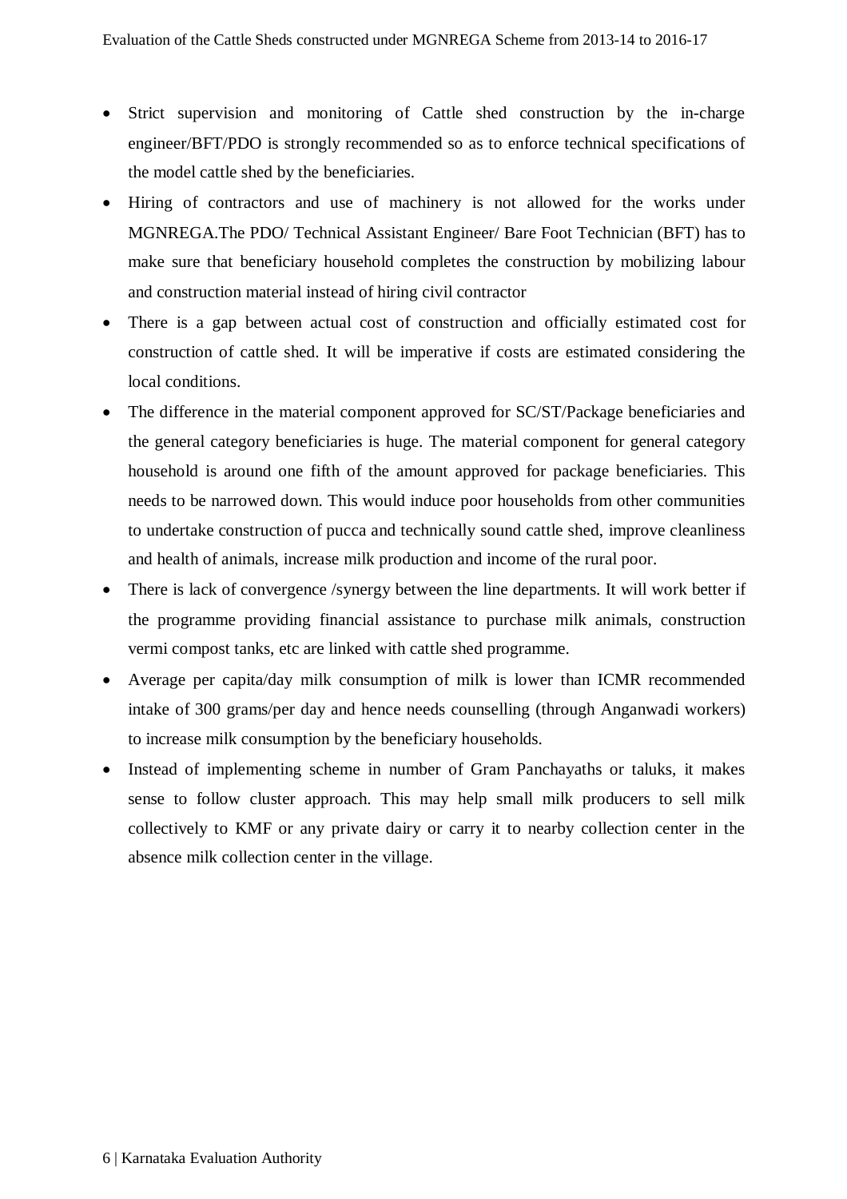- Strict supervision and monitoring of Cattle shed construction by the in-charge engineer/BFT/PDO is strongly recommended so as to enforce technical specifications of the model cattle shed by the beneficiaries.
- Hiring of contractors and use of machinery is not allowed for the works under MGNREGA.The PDO/ Technical Assistant Engineer/ Bare Foot Technician (BFT) has to make sure that beneficiary household completes the construction by mobilizing labour and construction material instead of hiring civil contractor
- There is a gap between actual cost of construction and officially estimated cost for construction of cattle shed. It will be imperative if costs are estimated considering the local conditions.
- The difference in the material component approved for SC/ST/Package beneficiaries and the general category beneficiaries is huge. The material component for general category household is around one fifth of the amount approved for package beneficiaries. This needs to be narrowed down. This would induce poor households from other communities to undertake construction of pucca and technically sound cattle shed, improve cleanliness and health of animals, increase milk production and income of the rural poor.
- There is lack of convergence /synergy between the line departments. It will work better if the programme providing financial assistance to purchase milk animals, construction vermi compost tanks, etc are linked with cattle shed programme.
- Average per capita/day milk consumption of milk is lower than ICMR recommended intake of 300 grams/per day and hence needs counselling (through Anganwadi workers) to increase milk consumption by the beneficiary households.
- Instead of implementing scheme in number of Gram Panchayaths or taluks, it makes sense to follow cluster approach. This may help small milk producers to sell milk collectively to KMF or any private dairy or carry it to nearby collection center in the absence milk collection center in the village.